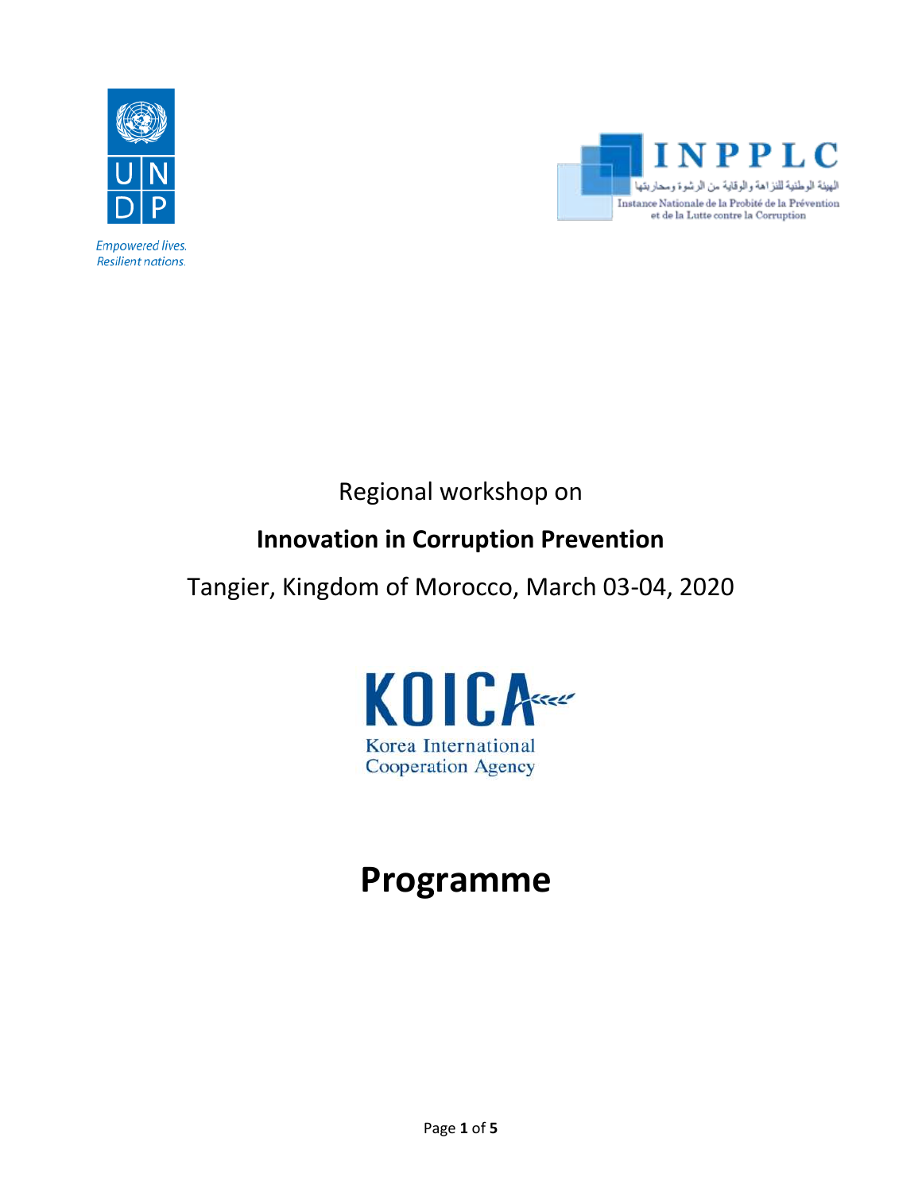UNDP

Empowered lives.
Resilient nations.

INPPLC

الهيئة الوطنية للنزاهة والوقاية من الرشوة ومحاربتها

Instance Nationale de la Probité de la Prévention et de la Lutte contre la Corruption

Regional workshop on

## Innovation in Corruption Prevention

Tangier, Kingdom of Morocco, March 03-04, 2020

KOICA

Korea International Cooperation Agency

# Programme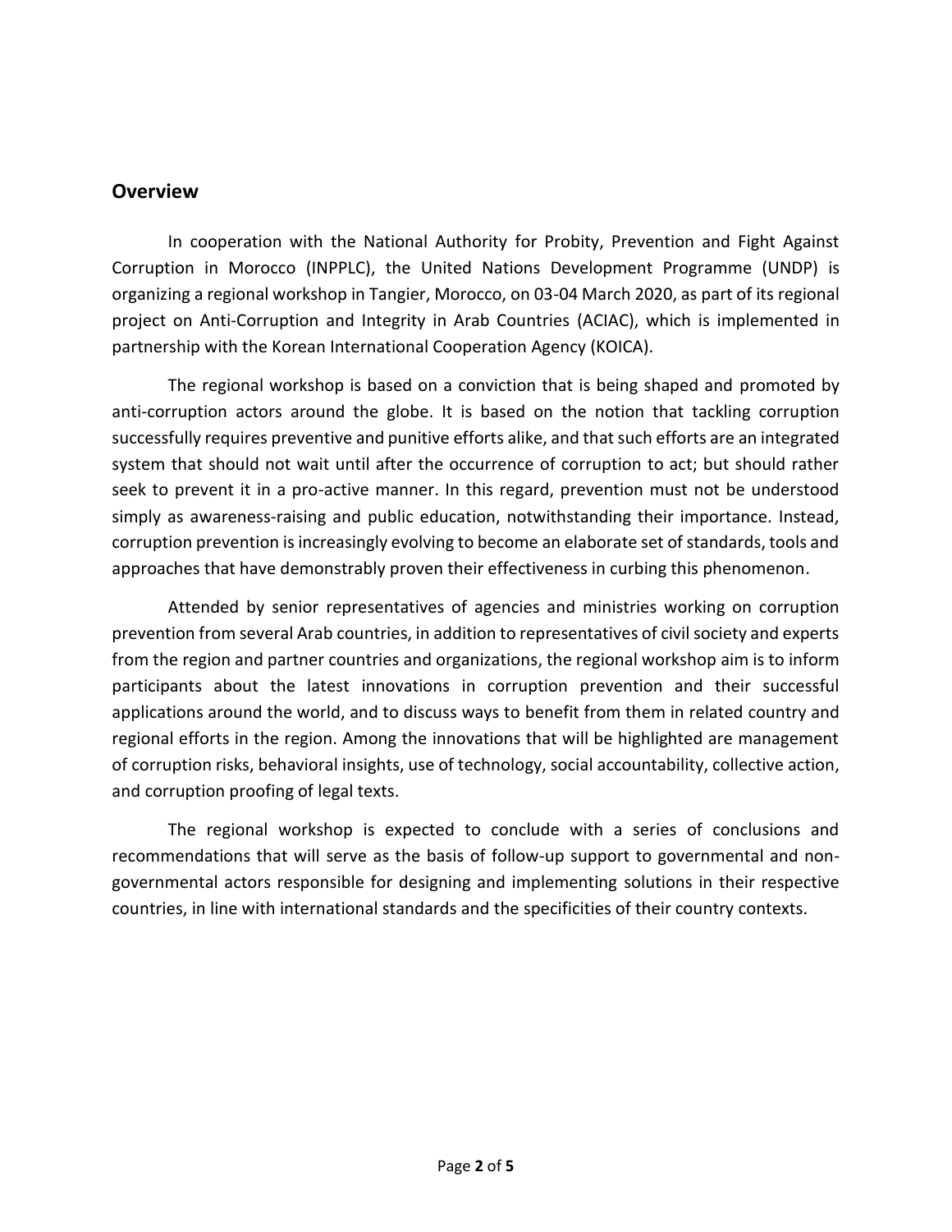## Overview

In cooperation with the National Authority for Probity, Prevention and Fight Against Corruption in Morocco (INPPLC), the United Nations Development Programme (UNDP) is organizing a regional workshop in Tangier, Morocco, on 03-04 March 2020, as part of its regional project on Anti-Corruption and Integrity in Arab Countries (ACIAC), which is implemented in partnership with the Korean International Cooperation Agency (KOICA).

The regional workshop is based on a conviction that is being shaped and promoted by anti-corruption actors around the globe. It is based on the notion that tackling corruption successfully requires preventive and punitive efforts alike, and that such efforts are an integrated system that should not wait until after the occurrence of corruption to act; but should rather seek to prevent it in a pro-active manner. In this regard, prevention must not be understood simply as awareness-raising and public education, notwithstanding their importance. Instead, corruption prevention is increasingly evolving to become an elaborate set of standards, tools and approaches that have demonstrably proven their effectiveness in curbing this phenomenon.

Attended by senior representatives of agencies and ministries working on corruption prevention from several Arab countries, in addition to representatives of civil society and experts from the region and partner countries and organizations, the regional workshop aim is to inform participants about the latest innovations in corruption prevention and their successful applications around the world, and to discuss ways to benefit from them in related country and regional efforts in the region. Among the innovations that will be highlighted are management of corruption risks, behavioral insights, use of technology, social accountability, collective action, and corruption proofing of legal texts.

The regional workshop is expected to conclude with a series of conclusions and recommendations that will serve as the basis of follow-up support to governmental and non-governmental actors responsible for designing and implementing solutions in their respective countries, in line with international standards and the specificities of their country contexts.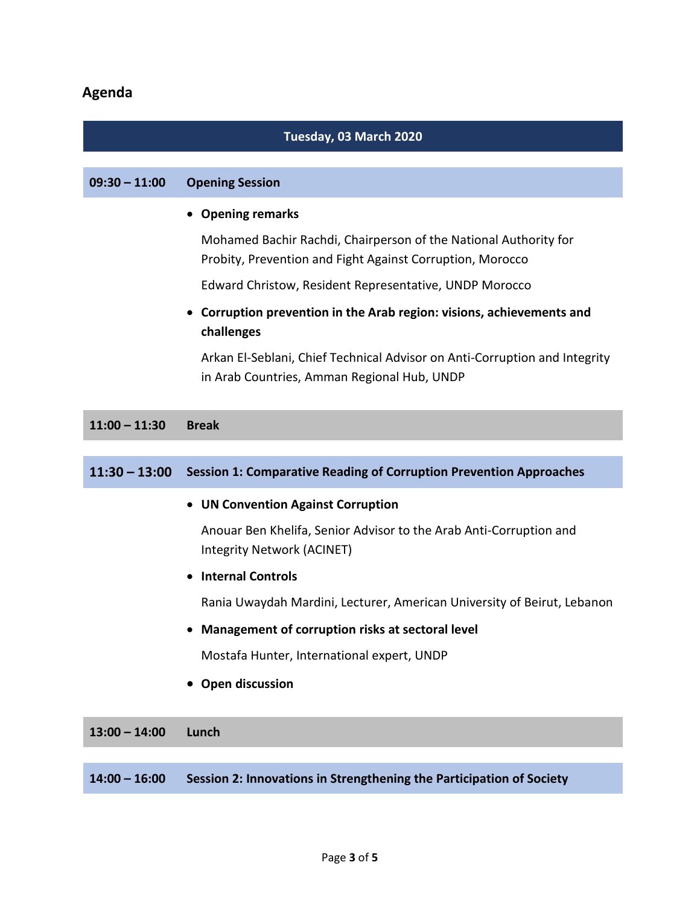## Agenda

**Tuesday, 03 March 2020**

**09:30 – 11:00** **Opening Session**

- **Opening remarks**

  Mohamed Bachir Rachdi, Chairperson of the National Authority for Probity, Prevention and Fight Against Corruption, Morocco

  Edward Christow, Resident Representative, UNDP Morocco

- **Corruption prevention in the Arab region: visions, achievements and challenges**

  Arkan El-Seblani, Chief Technical Advisor on Anti-Corruption and Integrity in Arab Countries, Amman Regional Hub, UNDP

**11:00 – 11:30** **Break**

**11:30 – 13:00** **Session 1: Comparative Reading of Corruption Prevention Approaches**

- **UN Convention Against Corruption**

  Anouar Ben Khelifa, Senior Advisor to the Arab Anti-Corruption and Integrity Network (ACINET)

- **Internal Controls**

  Rania Uwaydah Mardini, Lecturer, American University of Beirut, Lebanon

- **Management of corruption risks at sectoral level**

  Mostafa Hunter, International expert, UNDP

- **Open discussion**

**13:00 – 14:00** **Lunch**

**14:00 – 16:00** **Session 2: Innovations in Strengthening the Participation of Society**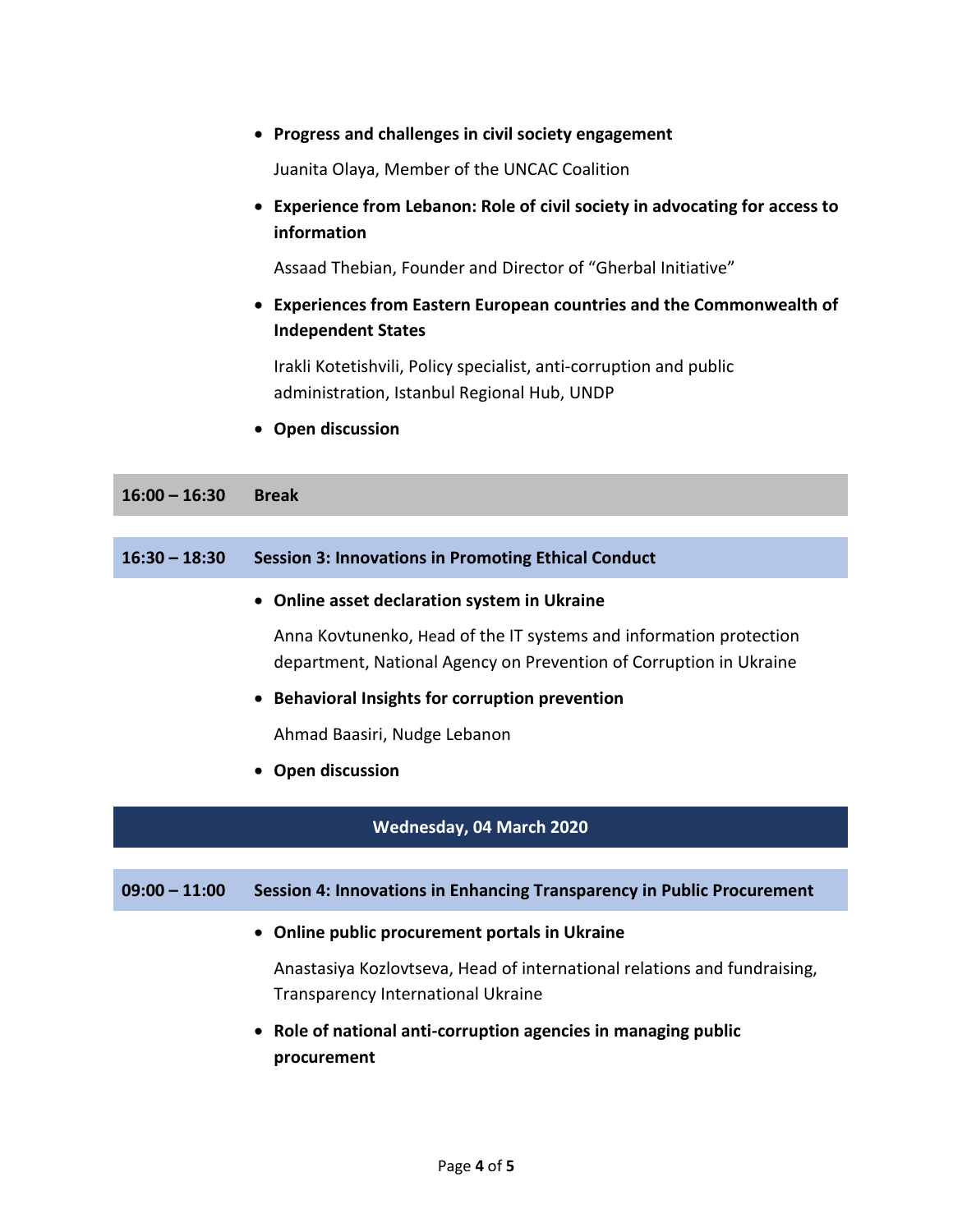- **Progress and challenges in civil society engagement**

  Juanita Olaya, Member of the UNCAC Coalition

- **Experience from Lebanon: Role of civil society in advocating for access to information**

  Assaad Thebian, Founder and Director of "Gherbal Initiative"

- **Experiences from Eastern European countries and the Commonwealth of Independent States**

  Irakli Kotetishvili, Policy specialist, anti-corruption and public administration, Istanbul Regional Hub, UNDP

- **Open discussion**

| | |
|---|---|
| **16:00 – 16:30** | **Break** |

| | |
|---|---|
| **16:30 – 18:30** | **Session 3: Innovations in Promoting Ethical Conduct** |

- **Online asset declaration system in Ukraine**

  Anna Kovtunenko, Head of the IT systems and information protection department, National Agency on Prevention of Corruption in Ukraine

- **Behavioral Insights for corruption prevention**

  Ahmad Baasiri, Nudge Lebanon

- **Open discussion**

## Wednesday, 04 March 2020

| | |
|---|---|
| **09:00 – 11:00** | **Session 4: Innovations in Enhancing Transparency in Public Procurement** |

- **Online public procurement portals in Ukraine**

  Anastasiya Kozlovtseva, Head of international relations and fundraising, Transparency International Ukraine

- **Role of national anti-corruption agencies in managing public procurement**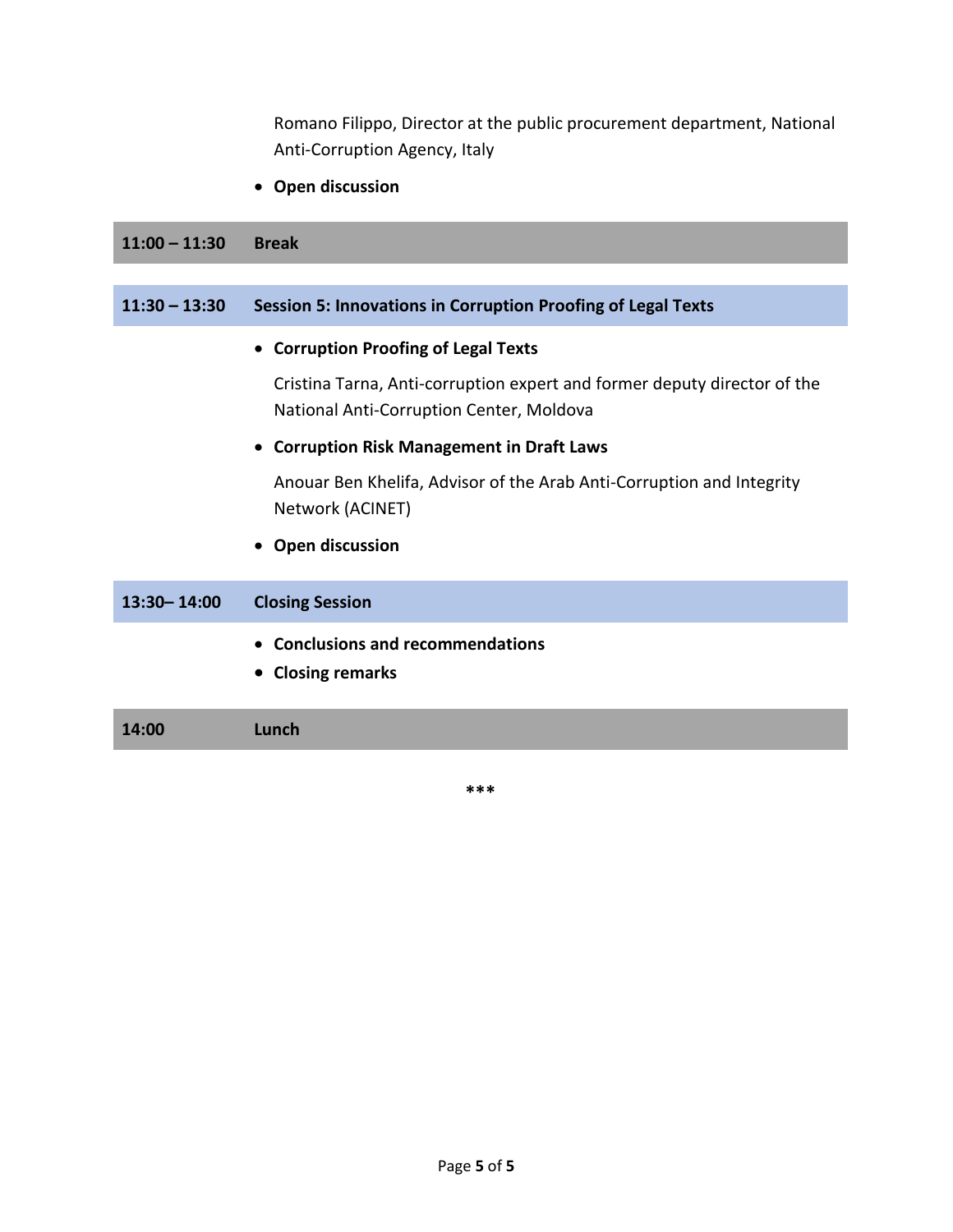Romano Filippo, Director at the public procurement department, National Anti-Corruption Agency, Italy

- **Open discussion**

| | |
|---|---|
| **11:00 – 11:30** | **Break** |

| | |
|---|---|
| **11:30 – 13:30** | **Session 5: Innovations in Corruption Proofing of Legal Texts** |

- **Corruption Proofing of Legal Texts**

  Cristina Tarna, Anti-corruption expert and former deputy director of the National Anti-Corruption Center, Moldova

- **Corruption Risk Management in Draft Laws**

  Anouar Ben Khelifa, Advisor of the Arab Anti-Corruption and Integrity Network (ACINET)

- **Open discussion**

| | |
|---|---|
| **13:30– 14:00** | **Closing Session** |

- **Conclusions and recommendations**
- **Closing remarks**

| | |
|---|---|
| **14:00** | **Lunch** |

***